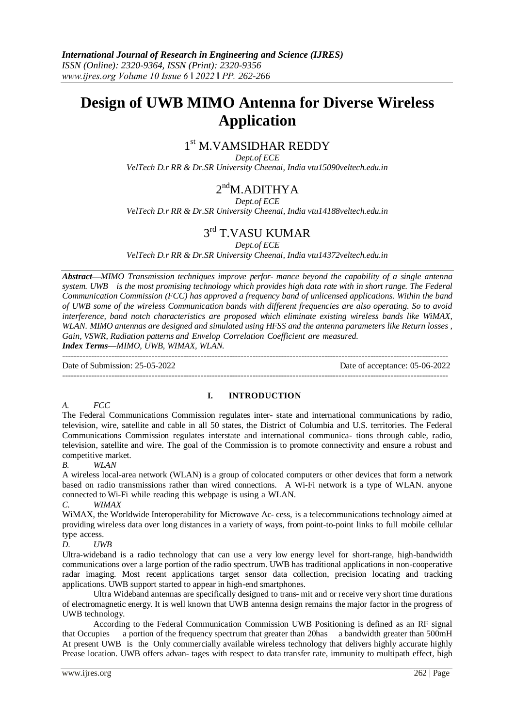# Design of UWB MIMO Antenna for Diverse Wireless Application

1st M.VAMSIDHAR REDDY

*Dept.of ECE*
*VelTech D.r RR & Dr.SR University Cheenai, India vtu15090veltech.edu.in*

2nd M.ADITHYA

*Dept.of ECE*
*VelTech D.r RR & Dr.SR University Cheenai, India vtu14188veltech.edu.in*

3rd T.VASU KUMAR

*Dept.of ECE*
*VelTech D.r RR & Dr.SR University Cheenai, India vtu14372veltech.edu.in*

***Abstract—****MIMO Transmission techniques improve perfor- mance beyond the capability of a single antenna system. UWB is the most promising technology which provides high data rate with in short range. The Federal Communication Commission (FCC) has approved a frequency band of unlicensed applications. Within the band of UWB some of the wireless Communication bands with different frequencies are also operating. So to avoid interference, band notch characteristics are proposed which eliminate existing wireless bands like WiMAX, WLAN. MIMO antennas are designed and simulated using HFSS and the antenna parameters like Return losses , Gain, VSWR, Radiation patterns and Envelop Correlation Coefficient are measured.*

***Index Terms****—MIMO, UWB, WIMAX, WLAN.*

Date of Submission: 25-05-2022 Date of acceptance: 05-06-2022

## I. INTRODUCTION

*A. FCC*

The Federal Communications Commission regulates inter- state and international communications by radio, television, wire, satellite and cable in all 50 states, the District of Columbia and U.S. territories. The Federal Communications Commission regulates interstate and international communica- tions through cable, radio, television, satellite and wire. The goal of the Commission is to promote connectivity and ensure a robust and competitive market.

*B. WLAN*

A wireless local-area network (WLAN) is a group of colocated computers or other devices that form a network based on radio transmissions rather than wired connections. A Wi-Fi network is a type of WLAN. anyone connected to Wi-Fi while reading this webpage is using a WLAN.

*C. WIMAX*

WiMAX, the Worldwide Interoperability for Microwave Ac- cess, is a telecommunications technology aimed at providing wireless data over long distances in a variety of ways, from point-to-point links to full mobile cellular type access.

*D. UWB*

Ultra-wideband is a radio technology that can use a very low energy level for short-range, high-bandwidth communications over a large portion of the radio spectrum. UWB has traditional applications in non-cooperative radar imaging. Most recent applications target sensor data collection, precision locating and tracking applications. UWB support started to appear in high-end smartphones.

Ultra Wideband antennas are specifically designed to trans- mit and or receive very short time durations of electromagnetic energy. It is well known that UWB antenna design remains the major factor in the progress of UWB technology.

According to the Federal Communication Commission UWB Positioning is defined as an RF signal that Occupies a portion of the frequency spectrum that greater than 20has a bandwidth greater than 500mH At present UWB is the Only commercially available wireless technology that delivers highly accurate highly Prease location. UWB offers advan- tages with respect to data transfer rate, immunity to multipath effect, high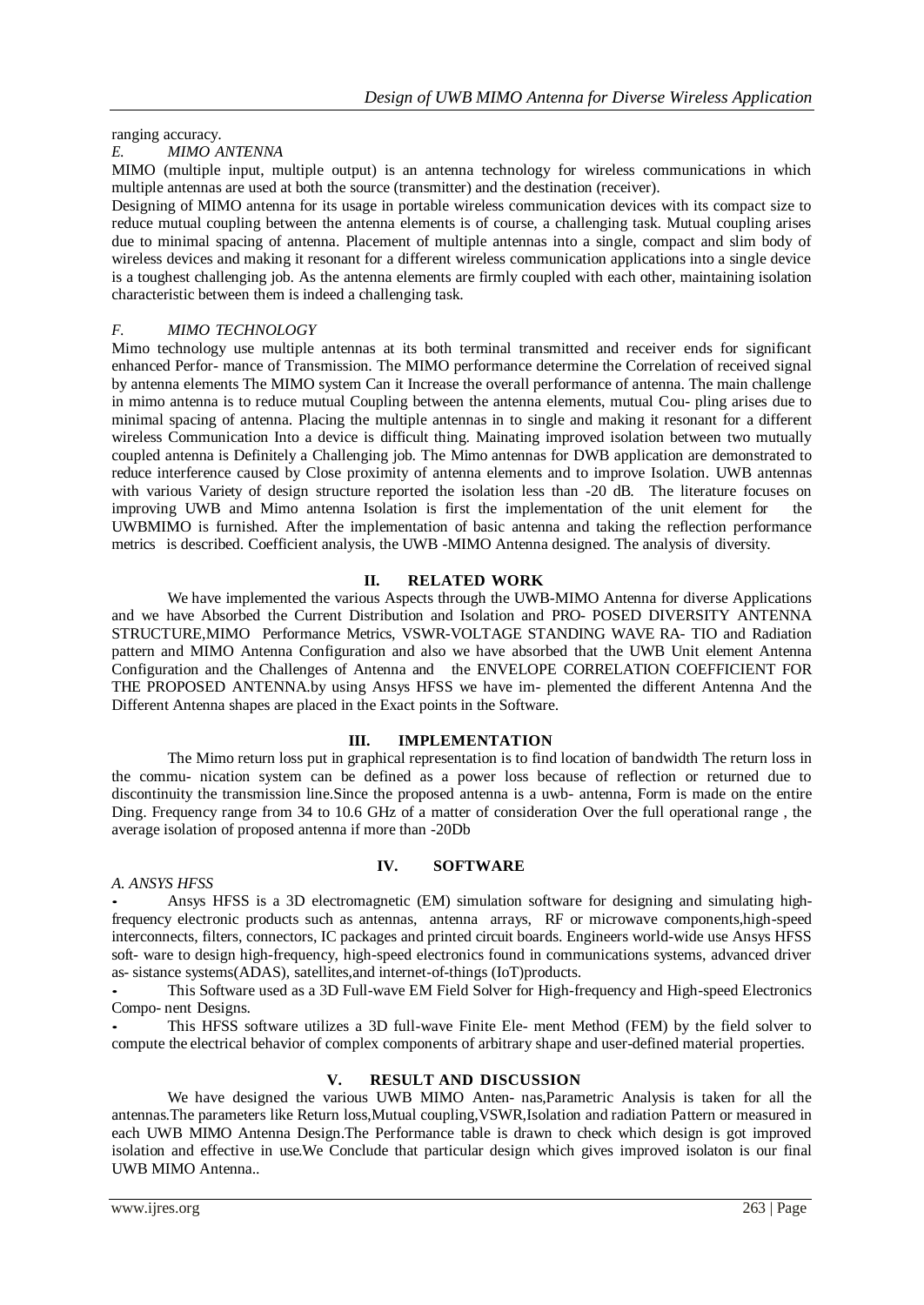ranging accuracy.

### *E. MIMO ANTENNA*

MIMO (multiple input, multiple output) is an antenna technology for wireless communications in which multiple antennas are used at both the source (transmitter) and the destination (receiver).

Designing of MIMO antenna for its usage in portable wireless communication devices with its compact size to reduce mutual coupling between the antenna elements is of course, a challenging task. Mutual coupling arises due to minimal spacing of antenna. Placement of multiple antennas into a single, compact and slim body of wireless devices and making it resonant for a different wireless communication applications into a single device is a toughest challenging job. As the antenna elements are firmly coupled with each other, maintaining isolation characteristic between them is indeed a challenging task.

### *F. MIMO TECHNOLOGY*

Mimo technology use multiple antennas at its both terminal transmitted and receiver ends for significant enhanced Perfor- mance of Transmission. The MIMO performance determine the Correlation of received signal by antenna elements The MIMO system Can it Increase the overall performance of antenna. The main challenge in mimo antenna is to reduce mutual Coupling between the antenna elements, mutual Cou- pling arises due to minimal spacing of antenna. Placing the multiple antennas in to single and making it resonant for a different wireless Communication Into a device is difficult thing. Mainating improved isolation between two mutually coupled antenna is Definitely a Challenging job. The Mimo antennas for DWB application are demonstrated to reduce interference caused by Close proximity of antenna elements and to improve Isolation. UWB antennas with various Variety of design structure reported the isolation less than -20 dB. The literature focuses on improving UWB and Mimo antenna Isolation is first the implementation of the unit element for the UWBMIMO is furnished. After the implementation of basic antenna and taking the reflection performance metrics is described. Coefficient analysis, the UWB -MIMO Antenna designed. The analysis of diversity.

## II. RELATED WORK

We have implemented the various Aspects through the UWB-MIMO Antenna for diverse Applications and we have Absorbed the Current Distribution and Isolation and PRO- POSED DIVERSITY ANTENNA STRUCTURE,MIMO Performance Metrics, VSWR-VOLTAGE STANDING WAVE RA- TIO and Radiation pattern and MIMO Antenna Configuration and also we have absorbed that the UWB Unit element Antenna Configuration and the Challenges of Antenna and the ENVELOPE CORRELATION COEFFICIENT FOR THE PROPOSED ANTENNA.by using Ansys HFSS we have im- plemented the different Antenna And the Different Antenna shapes are placed in the Exact points in the Software.

## III. IMPLEMENTATION

The Mimo return loss put in graphical representation is to find location of bandwidth The return loss in the commu- nication system can be defined as a power loss because of reflection or returned due to discontinuity the transmission line.Since the proposed antenna is a uwb- antenna, Form is made on the entire Ding. Frequency range from 34 to 10.6 GHz of a matter of consideration Over the full operational range , the average isolation of proposed antenna if more than -20Db

## IV. SOFTWARE

### *A. ANSYS HFSS*

- Ansys HFSS is a 3D electromagnetic (EM) simulation software for designing and simulating high-frequency electronic products such as antennas, antenna arrays, RF or microwave components,high-speed interconnects, filters, connectors, IC packages and printed circuit boards. Engineers world-wide use Ansys HFSS soft- ware to design high-frequency, high-speed electronics found in communications systems, advanced driver as- sistance systems(ADAS), satellites,and internet-of-things (IoT)products.
- This Software used as a 3D Full-wave EM Field Solver for High-frequency and High-speed Electronics Compo- nent Designs.
- This HFSS software utilizes a 3D full-wave Finite Ele- ment Method (FEM) by the field solver to compute the electrical behavior of complex components of arbitrary shape and user-defined material properties.

## V. RESULT AND DISCUSSION

We have designed the various UWB MIMO Anten- nas,Parametric Analysis is taken for all the antennas.The parameters like Return loss,Mutual coupling,VSWR,Isolation and radiation Pattern or measured in each UWB MIMO Antenna Design.The Performance table is drawn to check which design is got improved isolation and effective in use.We Conclude that particular design which gives improved isolaton is our final UWB MIMO Antenna..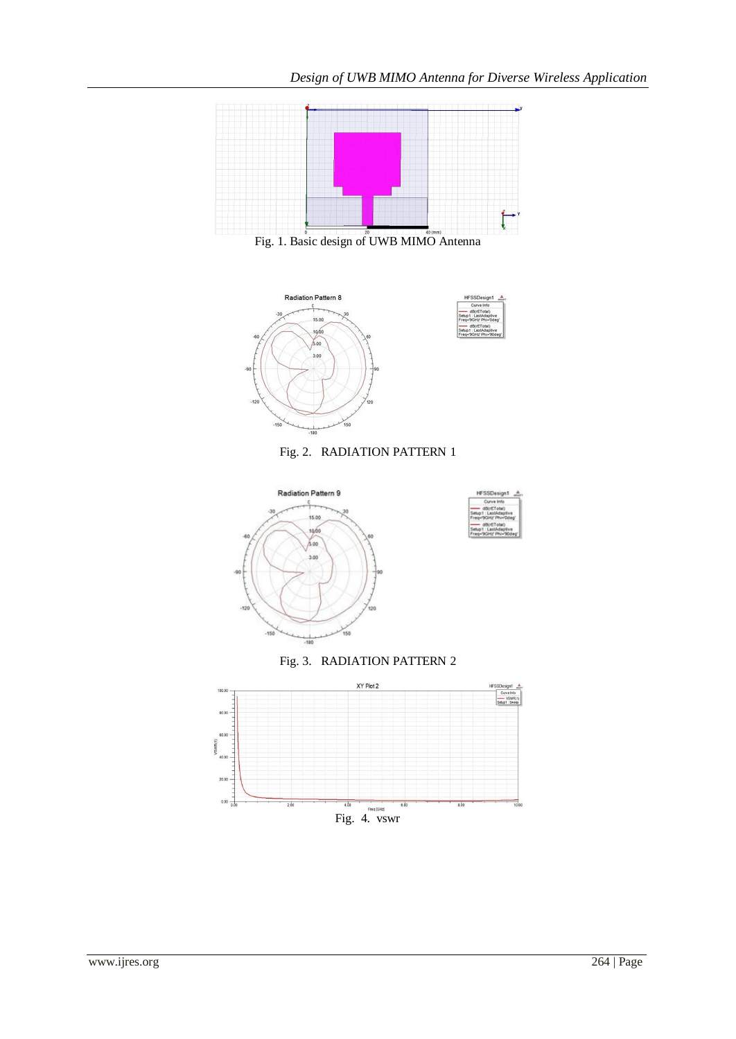Fig. 1. Basic design of UWB MIMO Antenna

Fig. 2. RADIATION PATTERN 1

Fig. 3. RADIATION PATTERN 2

Fig. 4. vswr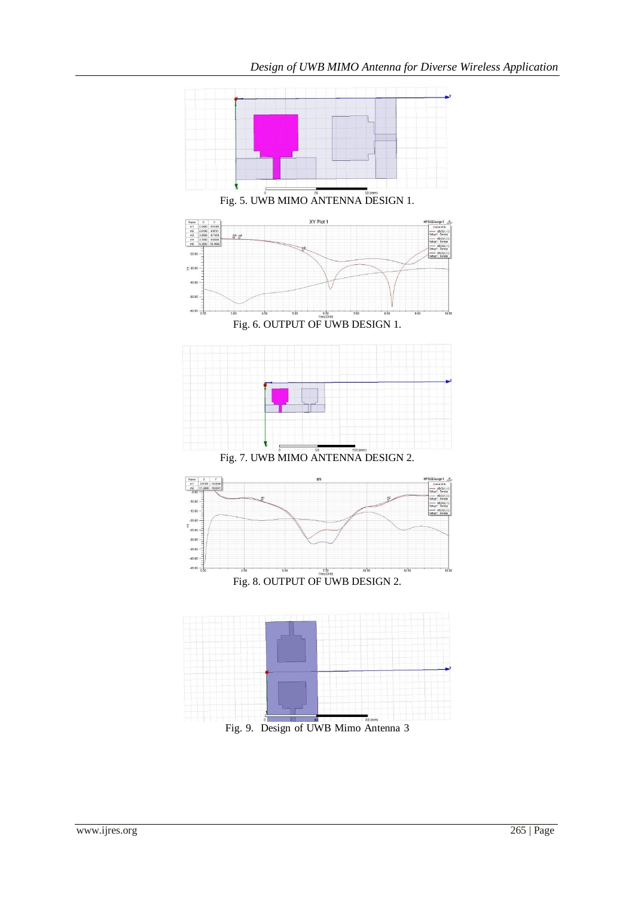Fig. 5. UWB MIMO ANTENNA DESIGN 1.

Fig. 6. OUTPUT OF UWB DESIGN 1.

Fig. 7. UWB MIMO ANTENNA DESIGN 2.

Fig. 8. OUTPUT OF UWB DESIGN 2.

Fig. 9. Design of UWB Mimo Antenna 3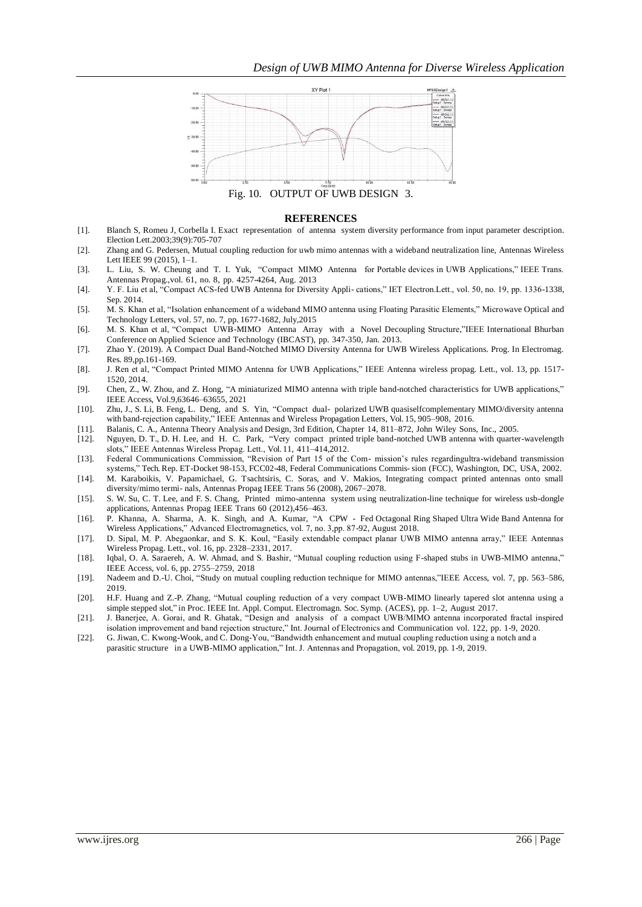XY Plot 1

HFSSDesign1

Curve Info

dB(S(1,1))
Setup1 : Sweep

dB(S(2,1))
Setup1 : Sweep

dB(S(1,2))
Setup1 : Sweep

dB(S(2,2))
Setup1 : Sweep

0.00

-10.00

-20.00

-30.00

-40.00

-50.00

-60.00

0.00 2.50 5.00 7.50 10.00 12.50 15.00

Freq [GHz]

Fig. 10. OUTPUT OF UWB DESIGN 3.

## REFERENCES

[1]. Blanch S, Romeu J, Corbella I. Exact representation of antenna system diversity performance from input parameter description. Election Lett.2003;39(9):705-707

[2]. Zhang and G. Pedersen, Mutual coupling reduction for uwb mimo antennas with a wideband neutralization line, Antennas Wireless Lett IEEE 99 (2015), 1–1.

[3]. L. Liu, S. W. Cheung and T. I. Yuk, "Compact MIMO Antenna for Portable devices in UWB Applications," IEEE Trans. Antennas Propag.,vol. 61, no. 8, pp. 4257-4264, Aug. 2013

[4]. Y. F. Liu et al, "Compact ACS-fed UWB Antenna for Diversity Appli- cations," IET Electron.Lett., vol. 50, no. 19, pp. 1336-1338, Sep. 2014.

[5]. M. S. Khan et al, "Isolation enhancement of a wideband MIMO antenna using Floating Parasitic Elements," Microwave Optical and Technology Letters, vol. 57, no. 7, pp. 1677-1682, July,2015

[6]. M. S. Khan et al, "Compact UWB-MIMO Antenna Array with a Novel Decoupling Structure,"IEEE International Bhurban Conference on Applied Science and Technology (IBCAST), pp. 347-350, Jan. 2013.

[7]. Zhao Y. (2019). A Compact Dual Band-Notched MIMO Diversity Antenna for UWB Wireless Applications. Prog. In Electromag. Res. 89,pp.161-169.

[8]. J. Ren et al, "Compact Printed MIMO Antenna for UWB Applications," IEEE Antenna wireless propag. Lett., vol. 13, pp. 1517-1520, 2014.

[9]. Chen, Z., W. Zhou, and Z. Hong, "A miniaturized MIMO antenna with triple band-notched characteristics for UWB applications," IEEE Access, Vol.9,63646–63655, 2021

[10]. Zhu, J., S. Li, B. Feng, L. Deng, and S. Yin, "Compact dual- polarized UWB quasiselfcomplementary MIMO/diversity antenna with band-rejection capability," IEEE Antennas and Wireless Propagation Letters, Vol. 15, 905–908, 2016.

[11]. Balanis, C. A., Antenna Theory Analysis and Design, 3rd Edition, Chapter 14, 811–872, John Wiley Sons, Inc., 2005.

[12]. Nguyen, D. T., D. H. Lee, and H. C. Park, "Very compact printed triple band-notched UWB antenna with quarter-wavelength slots," IEEE Antennas Wireless Propag. Lett., Vol. 11, 411–414,2012.

[13]. Federal Communications Commission, "Revision of Part 15 of the Com- mission's rules regardingultra-wideband transmission systems," Tech. Rep. ET-Docket 98-153, FCC02-48, Federal Communications Commis- sion (FCC), Washington, DC, USA, 2002.

[14]. M. Karaboikis, V. Papamichael, G. Tsachtsiris, C. Soras, and V. Makios, Integrating compact printed antennas onto small diversity/mimo termi- nals, Antennas Propag IEEE Trans 56 (2008), 2067–2078.

[15]. S. W. Su, C. T. Lee, and F. S. Chang, Printed mimo-antenna system using neutralization-line technique for wireless usb-dongle applications, Antennas Propag IEEE Trans 60 (2012),456–463.

[16]. P. Khanna, A. Sharma, A. K. Singh, and A. Kumar, "A CPW - Fed Octagonal Ring Shaped Ultra Wide Band Antenna for Wireless Applications," Advanced Electromagnetics, vol. 7, no. 3,pp. 87-92, August 2018.

[17]. D. Sipal, M. P. Abegaonkar, and S. K. Koul, "Easily extendable compact planar UWB MIMO antenna array," IEEE Antennas Wireless Propag. Lett., vol. 16, pp. 2328–2331, 2017.

[18]. Iqbal, O. A. Saraereh, A. W. Ahmad, and S. Bashir, "Mutual coupling reduction using F-shaped stubs in UWB-MIMO antenna," IEEE Access, vol. 6, pp. 2755–2759, 2018

[19]. Nadeem and D.-U. Choi, "Study on mutual coupling reduction technique for MIMO antennas,"IEEE Access, vol. 7, pp. 563–586, 2019.

[20]. H.F. Huang and Z.-P. Zhang, "Mutual coupling reduction of a very compact UWB-MIMO linearly tapered slot antenna using a simple stepped slot," in Proc. IEEE Int. Appl. Comput. Electromagn. Soc. Symp. (ACES), pp. 1–2, August 2017.

[21]. J. Banerjee, A. Gorai, and R. Ghatak, "Design and analysis of a compact UWB/MIMO antenna incorporated fractal inspired isolation improvement and band rejection structure," Int. Journal of Electronics and Communication vol. 122, pp. 1-9, 2020.

[22]. G. Jiwan, C. Kwong-Wook, and C. Dong-You, "Bandwidth enhancement and mutual coupling reduction using a notch and a parasitic structure in a UWB-MIMO application," Int. J. Antennas and Propagation, vol. 2019, pp. 1-9, 2019.